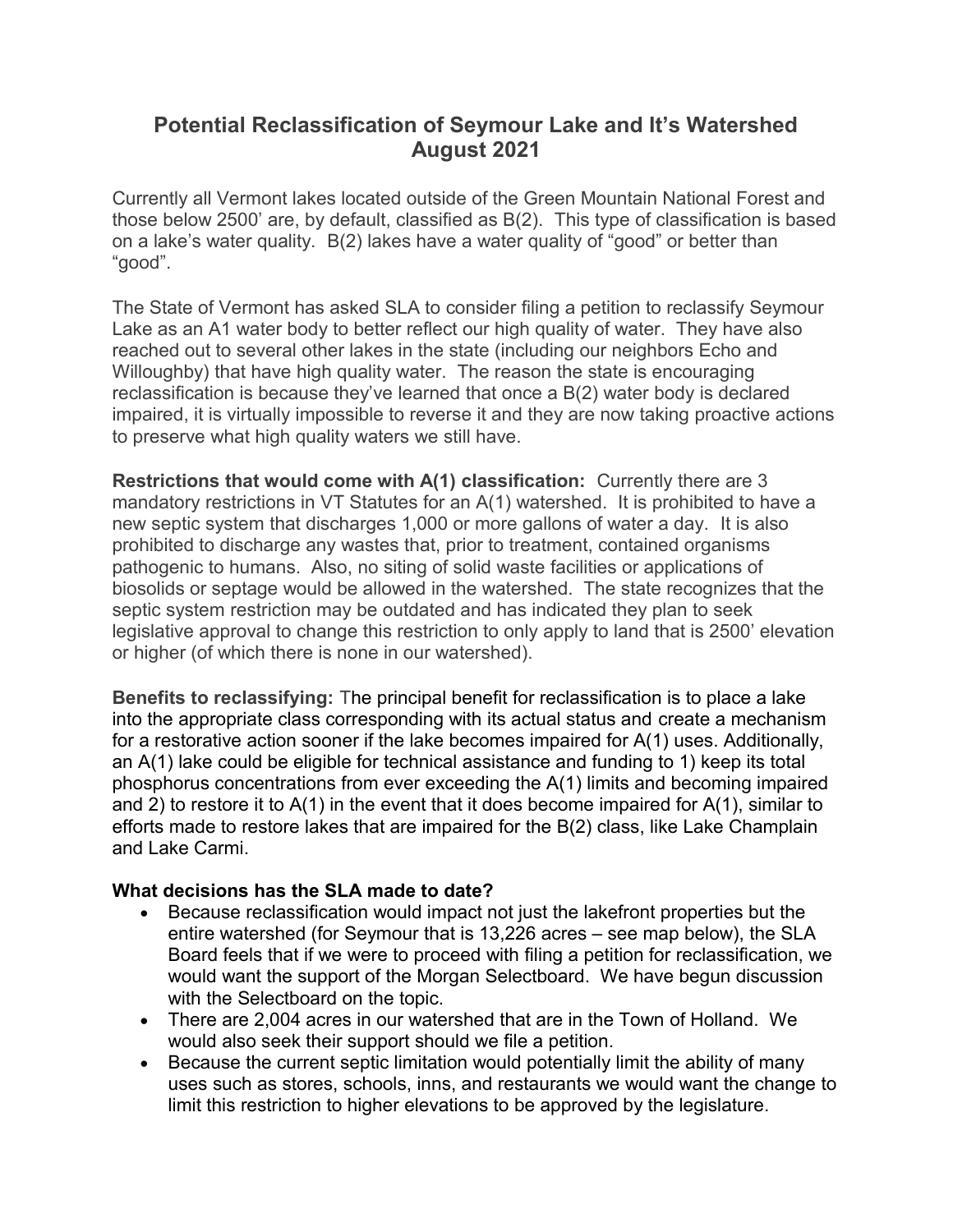# Potential Reclassification of Seymour Lake and It's Watershed August 2021

Currently all Vermont lakes located outside of the Green Mountain National Forest and those below 2500' are, by default, classified as B(2). This type of classification is based on a lake's water quality. B(2) lakes have a water quality of "good" or better than "good".

The State of Vermont has asked SLA to consider filing a petition to reclassify Seymour Lake as an A1 water body to better reflect our high quality of water. They have also reached out to several other lakes in the state (including our neighbors Echo and Willoughby) that have high quality water. The reason the state is encouraging reclassification is because they've learned that once a B(2) water body is declared impaired, it is virtually impossible to reverse it and they are now taking proactive actions to preserve what high quality waters we still have.

**Restrictions that would come with A(1) classification:** Currently there are 3 mandatory restrictions in VT Statutes for an A(1) watershed. It is prohibited to have a new septic system that discharges 1,000 or more gallons of water a day. It is also prohibited to discharge any wastes that, prior to treatment, contained organisms pathogenic to humans. Also, no siting of solid waste facilities or applications of biosolids or septage would be allowed in the watershed. The state recognizes that the septic system restriction may be outdated and has indicated they plan to seek legislative approval to change this restriction to only apply to land that is 2500' elevation or higher (of which there is none in our watershed).

**Benefits to reclassifying:** The principal benefit for reclassification is to place a lake into the appropriate class corresponding with its actual status and create a mechanism for a restorative action sooner if the lake becomes impaired for A(1) uses. Additionally, an A(1) lake could be eligible for technical assistance and funding to 1) keep its total phosphorus concentrations from ever exceeding the A(1) limits and becoming impaired and 2) to restore it to A(1) in the event that it does become impaired for A(1), similar to efforts made to restore lakes that are impaired for the B(2) class, like Lake Champlain and Lake Carmi.

**What decisions has the SLA made to date?**

- Because reclassification would impact not just the lakefront properties but the entire watershed (for Seymour that is 13,226 acres – see map below), the SLA Board feels that if we were to proceed with filing a petition for reclassification, we would want the support of the Morgan Selectboard. We have begun discussion with the Selectboard on the topic.
- There are 2,004 acres in our watershed that are in the Town of Holland. We would also seek their support should we file a petition.
- Because the current septic limitation would potentially limit the ability of many uses such as stores, schools, inns, and restaurants we would want the change to limit this restriction to higher elevations to be approved by the legislature.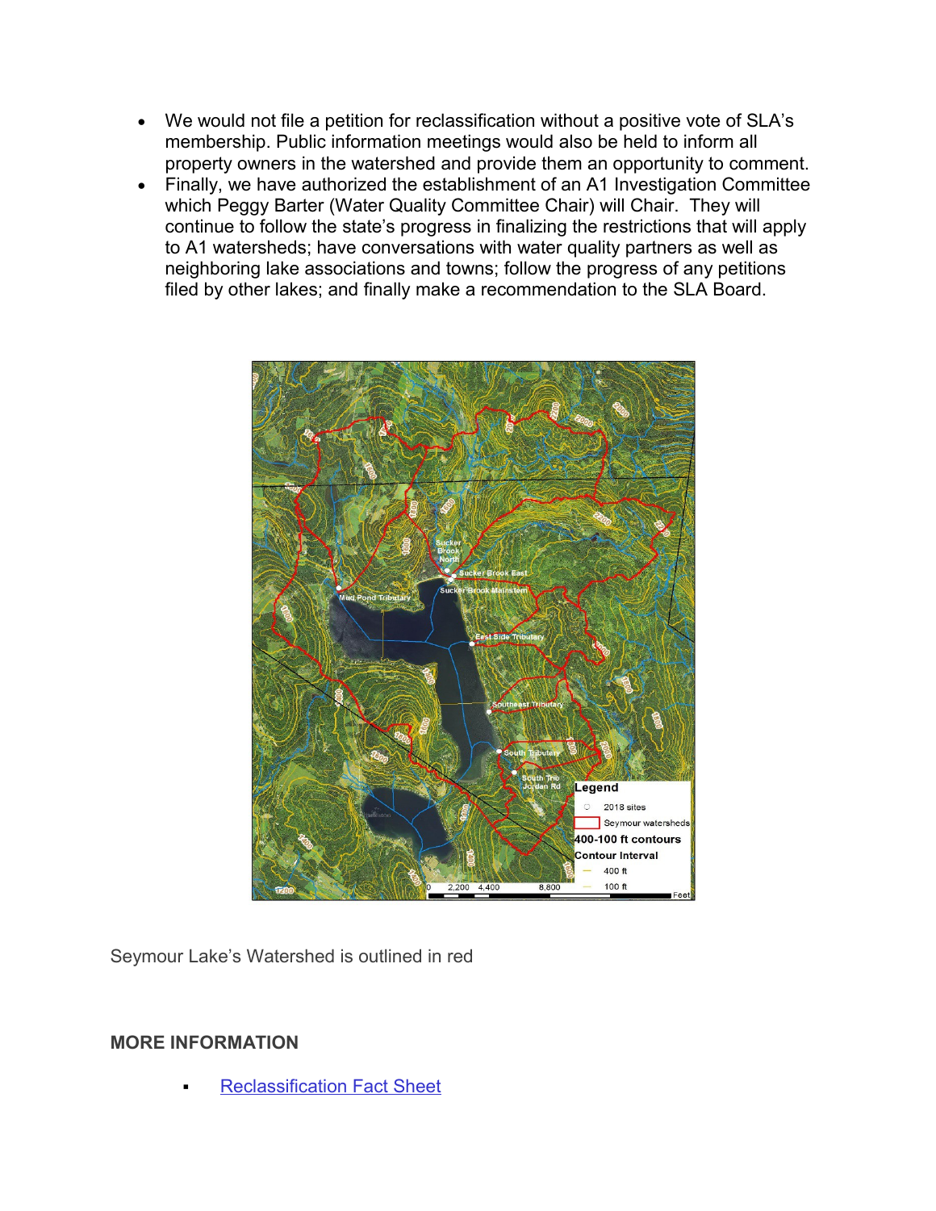- We would not file a petition for reclassification without a positive vote of SLA's membership. Public information meetings would also be held to inform all property owners in the watershed and provide them an opportunity to comment.
- Finally, we have authorized the establishment of an A1 Investigation Committee which Peggy Barter (Water Quality Committee Chair) will Chair. They will continue to follow the state's progress in finalizing the restrictions that will apply to A1 watersheds; have conversations with water quality partners as well as neighboring lake associations and towns; follow the progress of any petitions filed by other lakes; and finally make a recommendation to the SLA Board.

Seymour Lake's Watershed is outlined in red

## MORE INFORMATION

- Reclassification Fact Sheet